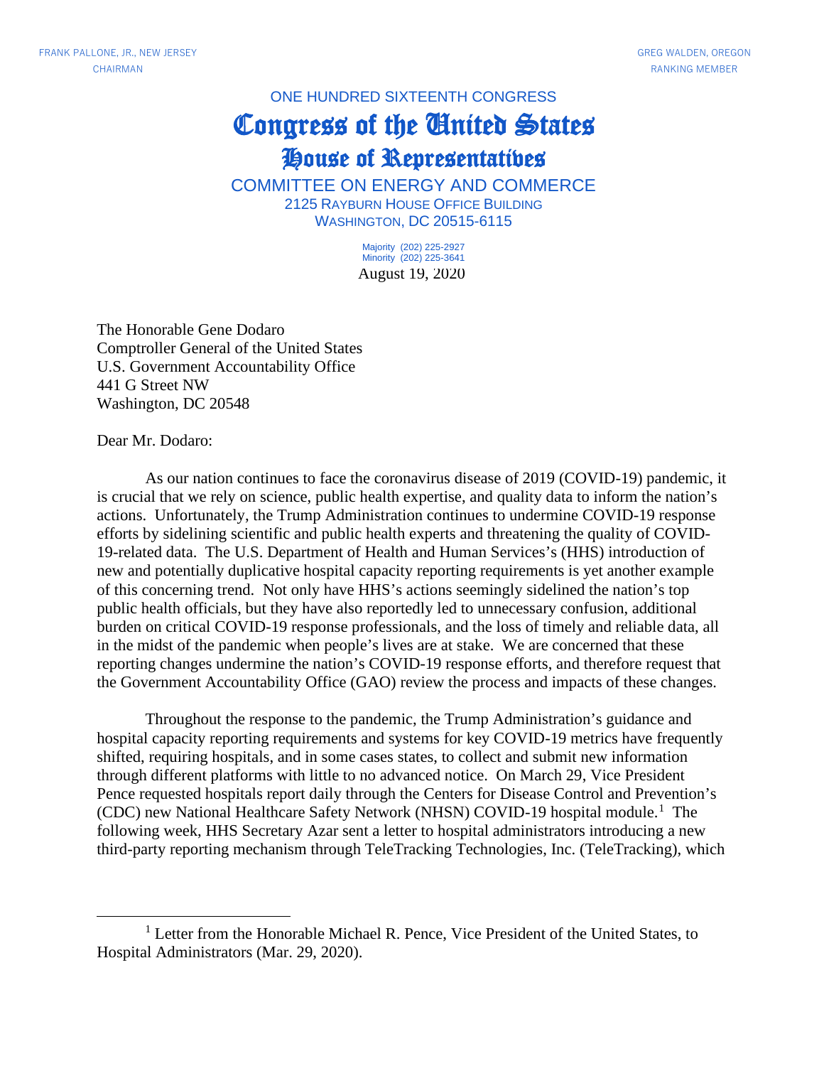FRANK PALLONE, JR., NEW JERSEY
CHAIRMAN

GREG WALDEN, OREGON
RANKING MEMBER

ONE HUNDRED SIXTEENTH CONGRESS

# Congress of the United States

## House of Representatives

COMMITTEE ON ENERGY AND COMMERCE
2125 RAYBURN HOUSE OFFICE BUILDING
WASHINGTON, DC 20515-6115

Majority (202) 225-2927
Minority (202) 225-3641

August 19, 2020

The Honorable Gene Dodaro
Comptroller General of the United States
U.S. Government Accountability Office
441 G Street NW
Washington, DC 20548

Dear Mr. Dodaro:

As our nation continues to face the coronavirus disease of 2019 (COVID-19) pandemic, it is crucial that we rely on science, public health expertise, and quality data to inform the nation's actions. Unfortunately, the Trump Administration continues to undermine COVID-19 response efforts by sidelining scientific and public health experts and threatening the quality of COVID-19-related data. The U.S. Department of Health and Human Services's (HHS) introduction of new and potentially duplicative hospital capacity reporting requirements is yet another example of this concerning trend. Not only have HHS's actions seemingly sidelined the nation's top public health officials, but they have also reportedly led to unnecessary confusion, additional burden on critical COVID-19 response professionals, and the loss of timely and reliable data, all in the midst of the pandemic when people's lives are at stake. We are concerned that these reporting changes undermine the nation's COVID-19 response efforts, and therefore request that the Government Accountability Office (GAO) review the process and impacts of these changes.

Throughout the response to the pandemic, the Trump Administration's guidance and hospital capacity reporting requirements and systems for key COVID-19 metrics have frequently shifted, requiring hospitals, and in some cases states, to collect and submit new information through different platforms with little to no advanced notice. On March 29, Vice President Pence requested hospitals report daily through the Centers for Disease Control and Prevention's (CDC) new National Healthcare Safety Network (NHSN) COVID-19 hospital module.[1] The following week, HHS Secretary Azar sent a letter to hospital administrators introducing a new third-party reporting mechanism through TeleTracking Technologies, Inc. (TeleTracking), which

[1] Letter from the Honorable Michael R. Pence, Vice President of the United States, to Hospital Administrators (Mar. 29, 2020).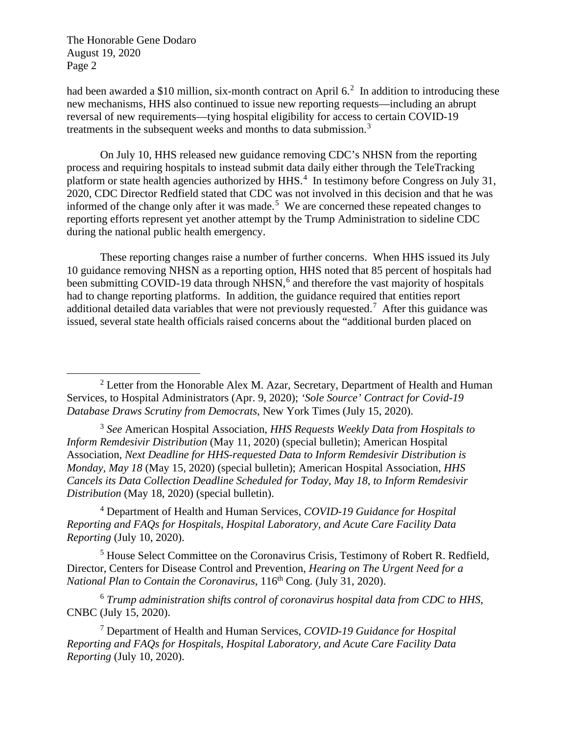had been awarded a $10 million, six-month contract on April 6.[2] In addition to introducing these new mechanisms, HHS also continued to issue new reporting requests—including an abrupt reversal of new requirements—tying hospital eligibility for access to certain COVID-19 treatments in the subsequent weeks and months to data submission.[3]

On July 10, HHS released new guidance removing CDC's NHSN from the reporting process and requiring hospitals to instead submit data daily either through the TeleTracking platform or state health agencies authorized by HHS.[4] In testimony before Congress on July 31, 2020, CDC Director Redfield stated that CDC was not involved in this decision and that he was informed of the change only after it was made.[5] We are concerned these repeated changes to reporting efforts represent yet another attempt by the Trump Administration to sideline CDC during the national public health emergency.

These reporting changes raise a number of further concerns. When HHS issued its July 10 guidance removing NHSN as a reporting option, HHS noted that 85 percent of hospitals had been submitting COVID-19 data through NHSN,[6] and therefore the vast majority of hospitals had to change reporting platforms. In addition, the guidance required that entities report additional detailed data variables that were not previously requested.[7] After this guidance was issued, several state health officials raised concerns about the "additional burden placed on

---

[2] Letter from the Honorable Alex M. Azar, Secretary, Department of Health and Human Services, to Hospital Administrators (Apr. 9, 2020); *'Sole Source' Contract for Covid-19 Database Draws Scrutiny from Democrats*, New York Times (July 15, 2020).

[3] *See* American Hospital Association, *HHS Requests Weekly Data from Hospitals to Inform Remdesivir Distribution* (May 11, 2020) (special bulletin); American Hospital Association, *Next Deadline for HHS-requested Data to Inform Remdesivir Distribution is Monday, May 18* (May 15, 2020) (special bulletin); American Hospital Association, *HHS Cancels its Data Collection Deadline Scheduled for Today, May 18, to Inform Remdesivir Distribution* (May 18, 2020) (special bulletin).

[4] Department of Health and Human Services, *COVID-19 Guidance for Hospital Reporting and FAQs for Hospitals, Hospital Laboratory, and Acute Care Facility Data Reporting* (July 10, 2020).

[5] House Select Committee on the Coronavirus Crisis, Testimony of Robert R. Redfield, Director, Centers for Disease Control and Prevention, *Hearing on The Urgent Need for a National Plan to Contain the Coronavirus*, 116th Cong. (July 31, 2020).

[6] *Trump administration shifts control of coronavirus hospital data from CDC to HHS*, CNBC (July 15, 2020).

[7] Department of Health and Human Services, *COVID-19 Guidance for Hospital Reporting and FAQs for Hospitals, Hospital Laboratory, and Acute Care Facility Data Reporting* (July 10, 2020).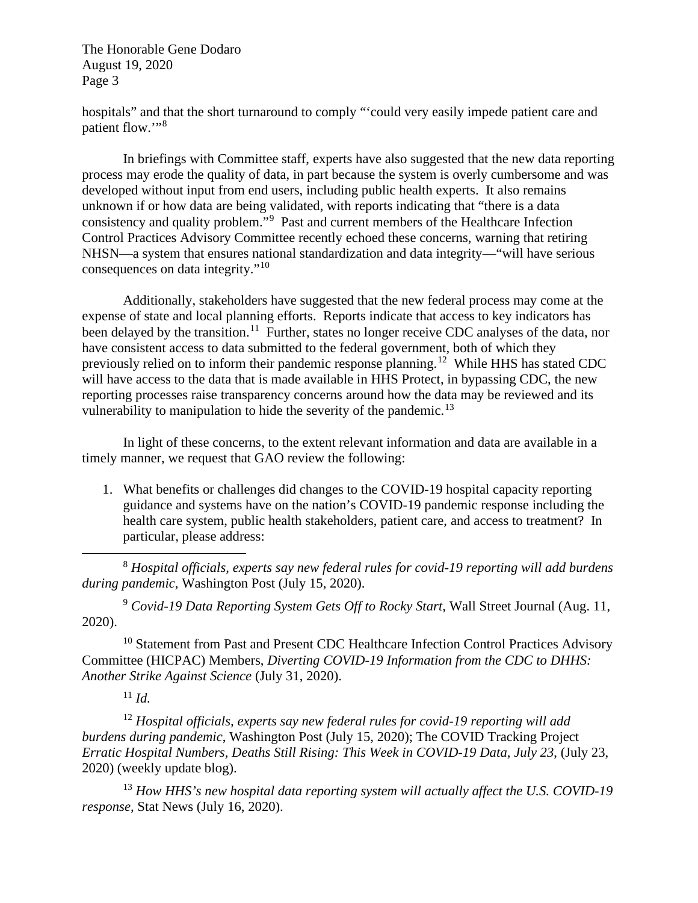hospitals" and that the short turnaround to comply "'could very easily impede patient care and patient flow.'"[8]

In briefings with Committee staff, experts have also suggested that the new data reporting process may erode the quality of data, in part because the system is overly cumbersome and was developed without input from end users, including public health experts. It also remains unknown if or how data are being validated, with reports indicating that "there is a data consistency and quality problem."[9] Past and current members of the Healthcare Infection Control Practices Advisory Committee recently echoed these concerns, warning that retiring NHSN—a system that ensures national standardization and data integrity—"will have serious consequences on data integrity."[10]

Additionally, stakeholders have suggested that the new federal process may come at the expense of state and local planning efforts. Reports indicate that access to key indicators has been delayed by the transition.[11] Further, states no longer receive CDC analyses of the data, nor have consistent access to data submitted to the federal government, both of which they previously relied on to inform their pandemic response planning.[12] While HHS has stated CDC will have access to the data that is made available in HHS Protect, in bypassing CDC, the new reporting processes raise transparency concerns around how the data may be reviewed and its vulnerability to manipulation to hide the severity of the pandemic.[13]

In light of these concerns, to the extent relevant information and data are available in a timely manner, we request that GAO review the following:

1. What benefits or challenges did changes to the COVID-19 hospital capacity reporting guidance and systems have on the nation's COVID-19 pandemic response including the health care system, public health stakeholders, patient care, and access to treatment? In particular, please address:

---

[8] *Hospital officials, experts say new federal rules for covid-19 reporting will add burdens during pandemic*, Washington Post (July 15, 2020).

[9] *Covid-19 Data Reporting System Gets Off to Rocky Start*, Wall Street Journal (Aug. 11, 2020).

[10] Statement from Past and Present CDC Healthcare Infection Control Practices Advisory Committee (HICPAC) Members, *Diverting COVID-19 Information from the CDC to DHHS: Another Strike Against Science* (July 31, 2020).

[11] *Id.*

[12] *Hospital officials, experts say new federal rules for covid-19 reporting will add burdens during pandemic*, Washington Post (July 15, 2020); The COVID Tracking Project *Erratic Hospital Numbers, Deaths Still Rising: This Week in COVID-19 Data, July 23*, (July 23, 2020) (weekly update blog).

[13] *How HHS's new hospital data reporting system will actually affect the U.S. COVID-19 response*, Stat News (July 16, 2020).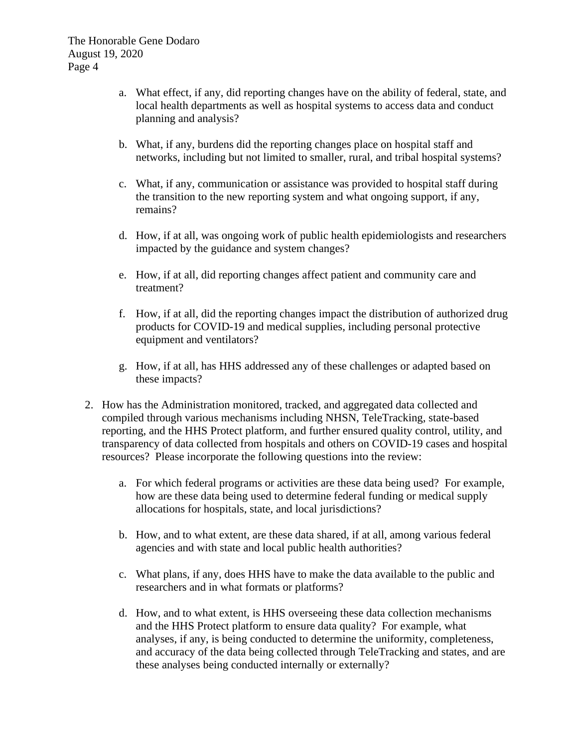a. What effect, if any, did reporting changes have on the ability of federal, state, and local health departments as well as hospital systems to access data and conduct planning and analysis?

b. What, if any, burdens did the reporting changes place on hospital staff and networks, including but not limited to smaller, rural, and tribal hospital systems?

c. What, if any, communication or assistance was provided to hospital staff during the transition to the new reporting system and what ongoing support, if any, remains?

d. How, if at all, was ongoing work of public health epidemiologists and researchers impacted by the guidance and system changes?

e. How, if at all, did reporting changes affect patient and community care and treatment?

f. How, if at all, did the reporting changes impact the distribution of authorized drug products for COVID-19 and medical supplies, including personal protective equipment and ventilators?

g. How, if at all, has HHS addressed any of these challenges or adapted based on these impacts?

2. How has the Administration monitored, tracked, and aggregated data collected and compiled through various mechanisms including NHSN, TeleTracking, state-based reporting, and the HHS Protect platform, and further ensured quality control, utility, and transparency of data collected from hospitals and others on COVID-19 cases and hospital resources? Please incorporate the following questions into the review:

   a. For which federal programs or activities are these data being used? For example, how are these data being used to determine federal funding or medical supply allocations for hospitals, state, and local jurisdictions?

   b. How, and to what extent, are these data shared, if at all, among various federal agencies and with state and local public health authorities?

   c. What plans, if any, does HHS have to make the data available to the public and researchers and in what formats or platforms?

   d. How, and to what extent, is HHS overseeing these data collection mechanisms and the HHS Protect platform to ensure data quality? For example, what analyses, if any, is being conducted to determine the uniformity, completeness, and accuracy of the data being collected through TeleTracking and states, and are these analyses being conducted internally or externally?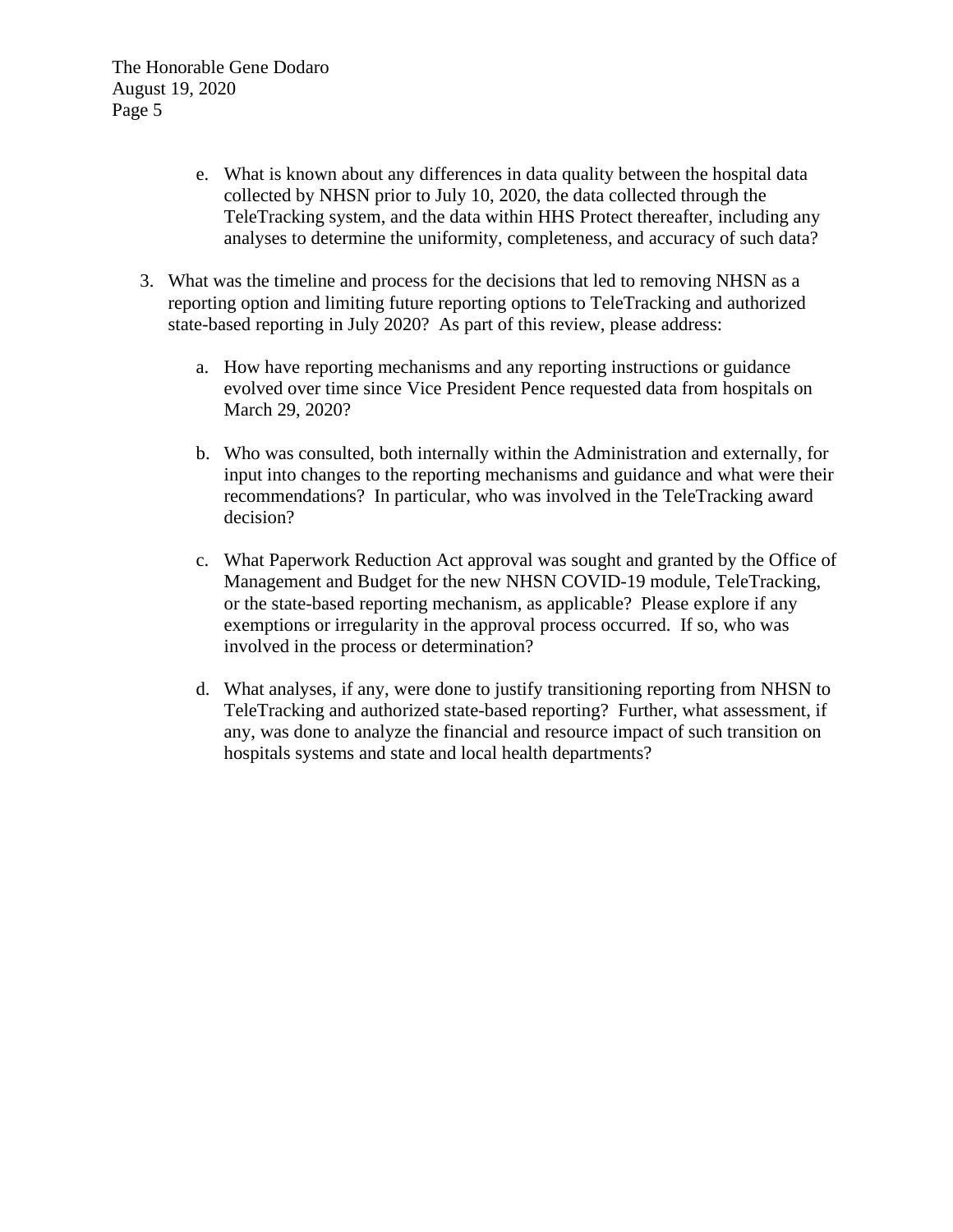e. What is known about any differences in data quality between the hospital data collected by NHSN prior to July 10, 2020, the data collected through the TeleTracking system, and the data within HHS Protect thereafter, including any analyses to determine the uniformity, completeness, and accuracy of such data?

3. What was the timeline and process for the decisions that led to removing NHSN as a reporting option and limiting future reporting options to TeleTracking and authorized state-based reporting in July 2020? As part of this review, please address:

   a. How have reporting mechanisms and any reporting instructions or guidance evolved over time since Vice President Pence requested data from hospitals on March 29, 2020?

   b. Who was consulted, both internally within the Administration and externally, for input into changes to the reporting mechanisms and guidance and what were their recommendations? In particular, who was involved in the TeleTracking award decision?

   c. What Paperwork Reduction Act approval was sought and granted by the Office of Management and Budget for the new NHSN COVID-19 module, TeleTracking, or the state-based reporting mechanism, as applicable? Please explore if any exemptions or irregularity in the approval process occurred. If so, who was involved in the process or determination?

   d. What analyses, if any, were done to justify transitioning reporting from NHSN to TeleTracking and authorized state-based reporting? Further, what assessment, if any, was done to analyze the financial and resource impact of such transition on hospitals systems and state and local health departments?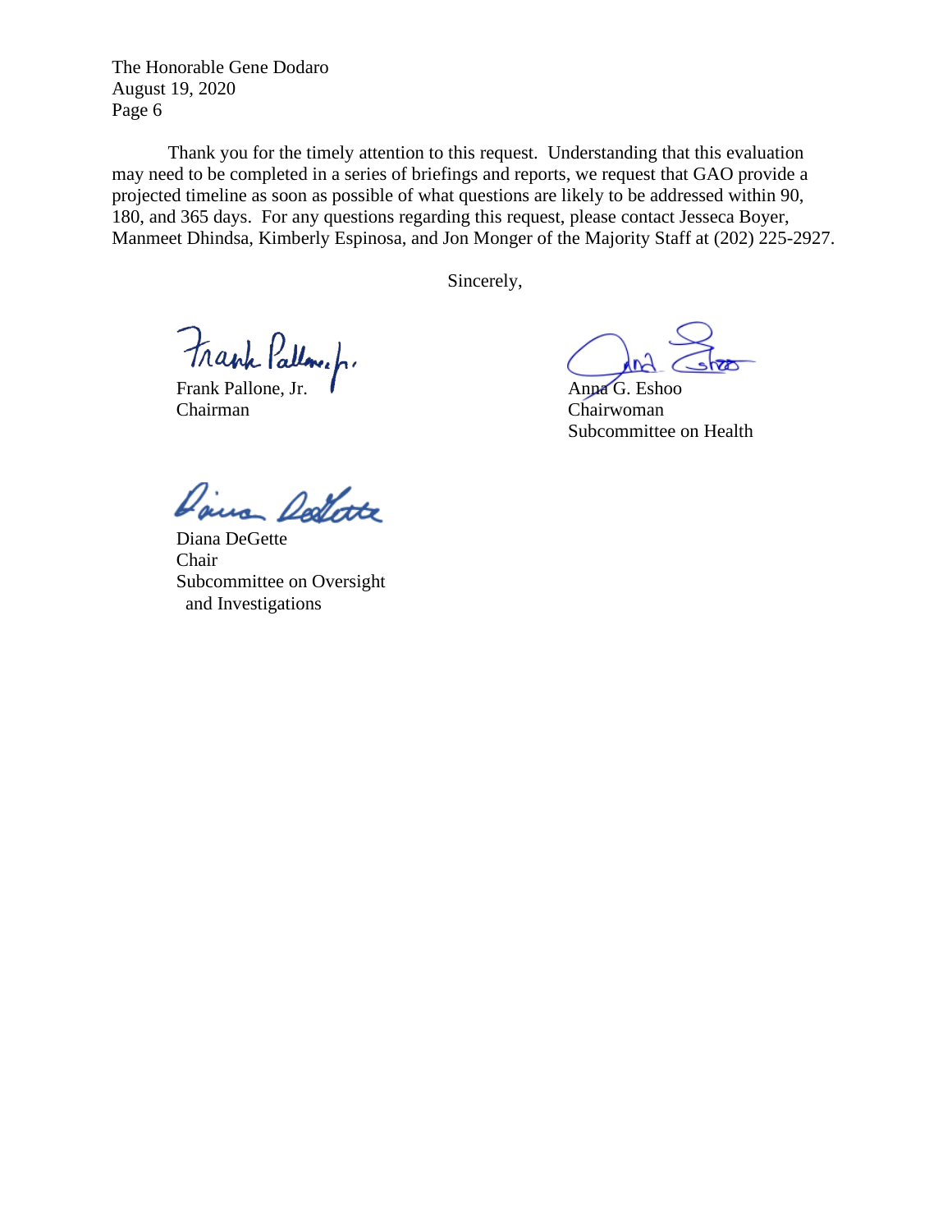The Honorable Gene Dodaro
August 19, 2020

Thank you for the timely attention to this request. Understanding that this evaluation may need to be completed in a series of briefings and reports, we request that GAO provide a projected timeline as soon as possible of what questions are likely to be addressed within 90, 180, and 365 days. For any questions regarding this request, please contact Jesseca Boyer, Manmeet Dhindsa, Kimberly Espinosa, and Jon Monger of the Majority Staff at (202) 225-2927.

Sincerely,

Frank Pallone, Jr.
Chairman

Anna G. Eshoo
Chairwoman
Subcommittee on Health

Diana DeGette
Chair
Subcommittee on Oversight and Investigations